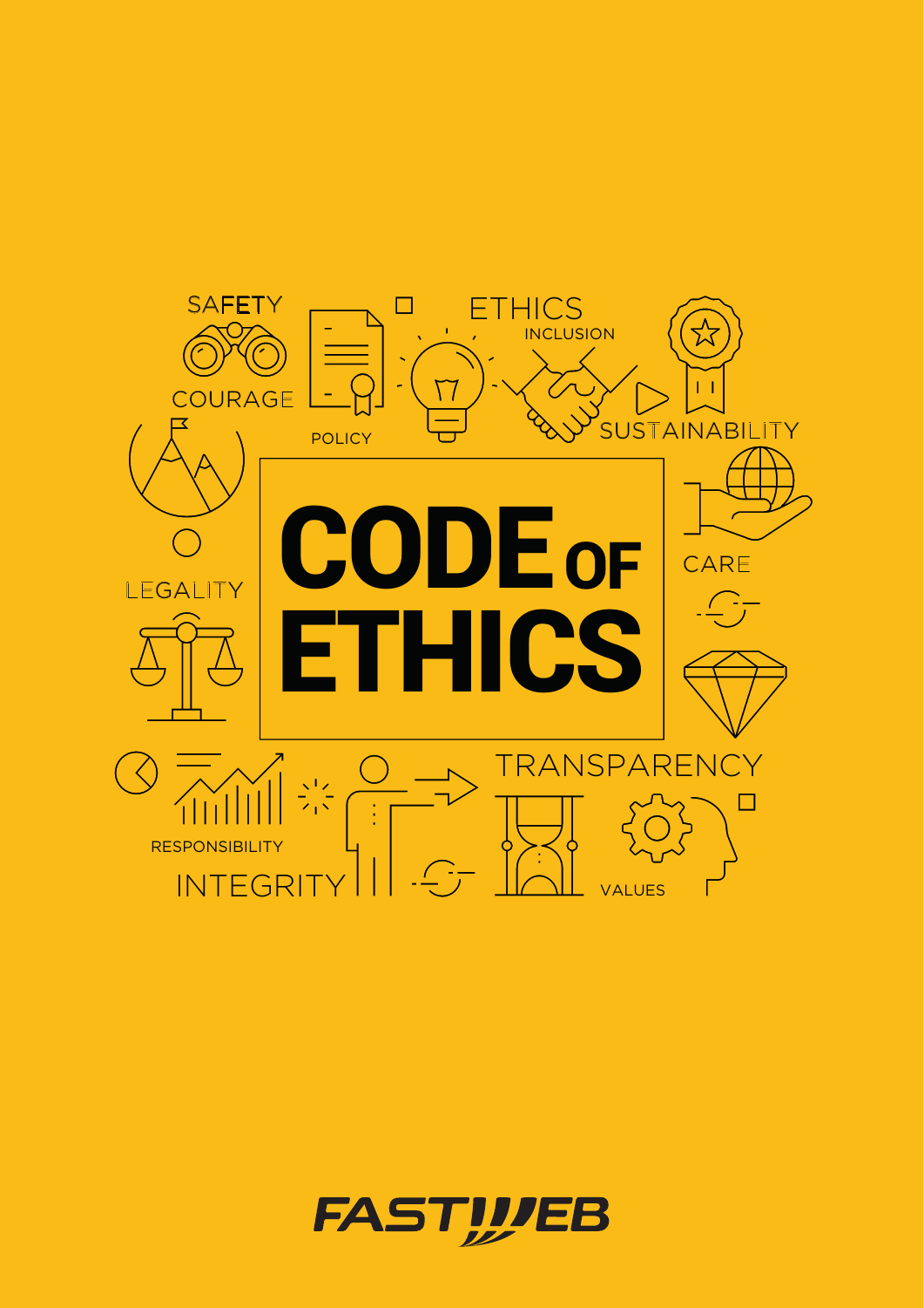# CODE OF ETHICS

FASTWEB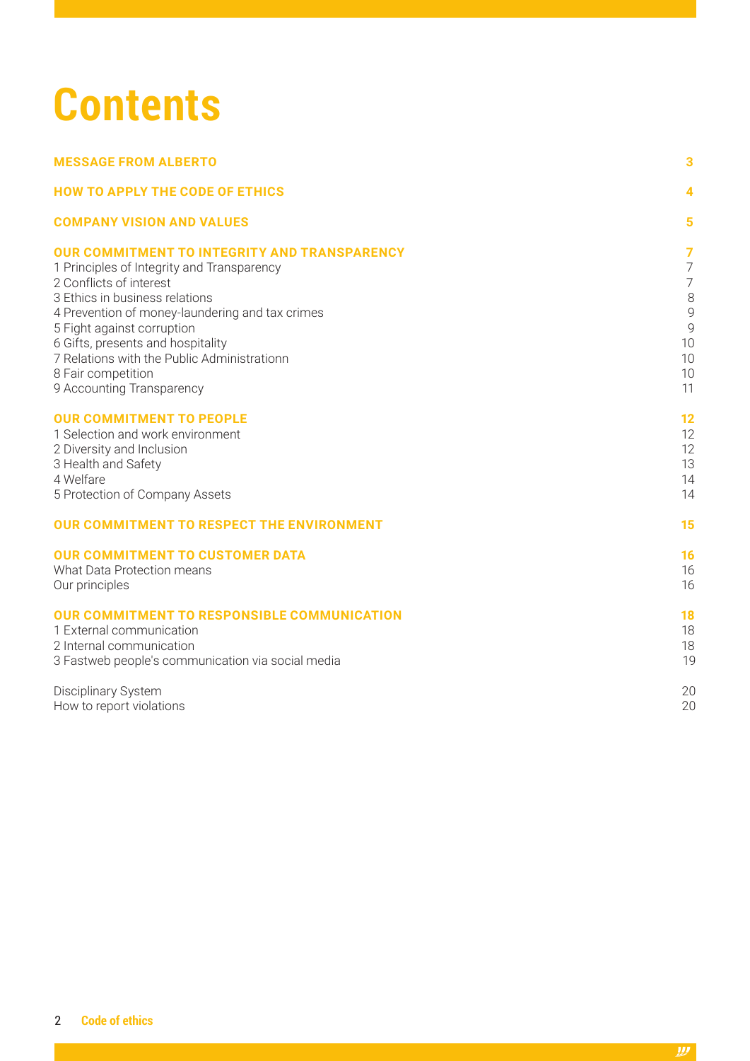# Contents

| | |
|---|---|
| **MESSAGE FROM ALBERTO** | **3** |
| **HOW TO APPLY THE CODE OF ETHICS** | **4** |
| **COMPANY VISION AND VALUES** | **5** |
| **OUR COMMITMENT TO INTEGRITY AND TRANSPARENCY** | **7** |
| 1 Principles of Integrity and Transparency | 7 |
| 2 Conflicts of interest | 7 |
| 3 Ethics in business relations | 8 |
| 4 Prevention of money-laundering and tax crimes | 9 |
| 5 Fight against corruption | 9 |
| 6 Gifts, presents and hospitality | 10 |
| 7 Relations with the Public Administrationn | 10 |
| 8 Fair competition | 10 |
| 9 Accounting Transparency | 11 |
| **OUR COMMITMENT TO PEOPLE** | **12** |
| 1 Selection and work environment | 12 |
| 2 Diversity and Inclusion | 12 |
| 3 Health and Safety | 13 |
| 4 Welfare | 14 |
| 5 Protection of Company Assets | 14 |
| **OUR COMMITMENT TO RESPECT THE ENVIRONMENT** | **15** |
| **OUR COMMITMENT TO CUSTOMER DATA** | **16** |
| What Data Protection means | 16 |
| Our principles | 16 |
| **OUR COMMITMENT TO RESPONSIBLE COMMUNICATION** | **18** |
| 1 External communication | 18 |
| 2 Internal communication | 18 |
| 3 Fastweb people's communication via social media | 19 |
| Disciplinary System | 20 |
| How to report violations | 20 |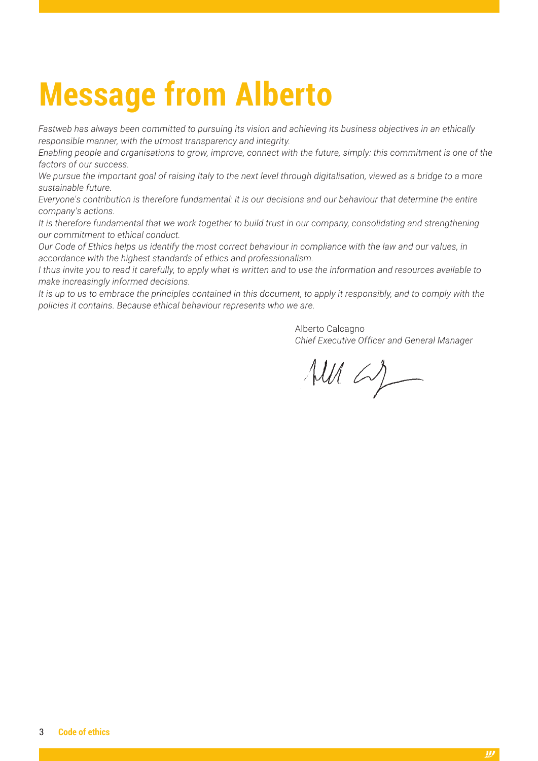# Message from Alberto

*Fastweb has always been committed to pursuing its vision and achieving its business objectives in an ethically responsible manner, with the utmost transparency and integrity.*

*Enabling people and organisations to grow, improve, connect with the future, simply: this commitment is one of the factors of our success.*

*We pursue the important goal of raising Italy to the next level through digitalisation, viewed as a bridge to a more sustainable future.*

*Everyone's contribution is therefore fundamental: it is our decisions and our behaviour that determine the entire company's actions.*

*It is therefore fundamental that we work together to build trust in our company, consolidating and strengthening our commitment to ethical conduct.*

*Our Code of Ethics helps us identify the most correct behaviour in compliance with the law and our values, in accordance with the highest standards of ethics and professionalism.*

*I thus invite you to read it carefully, to apply what is written and to use the information and resources available to make increasingly informed decisions.*

*It is up to us to embrace the principles contained in this document, to apply it responsibly, and to comply with the policies it contains. Because ethical behaviour represents who we are.*

Alberto Calcagno
*Chief Executive Officer and General Manager*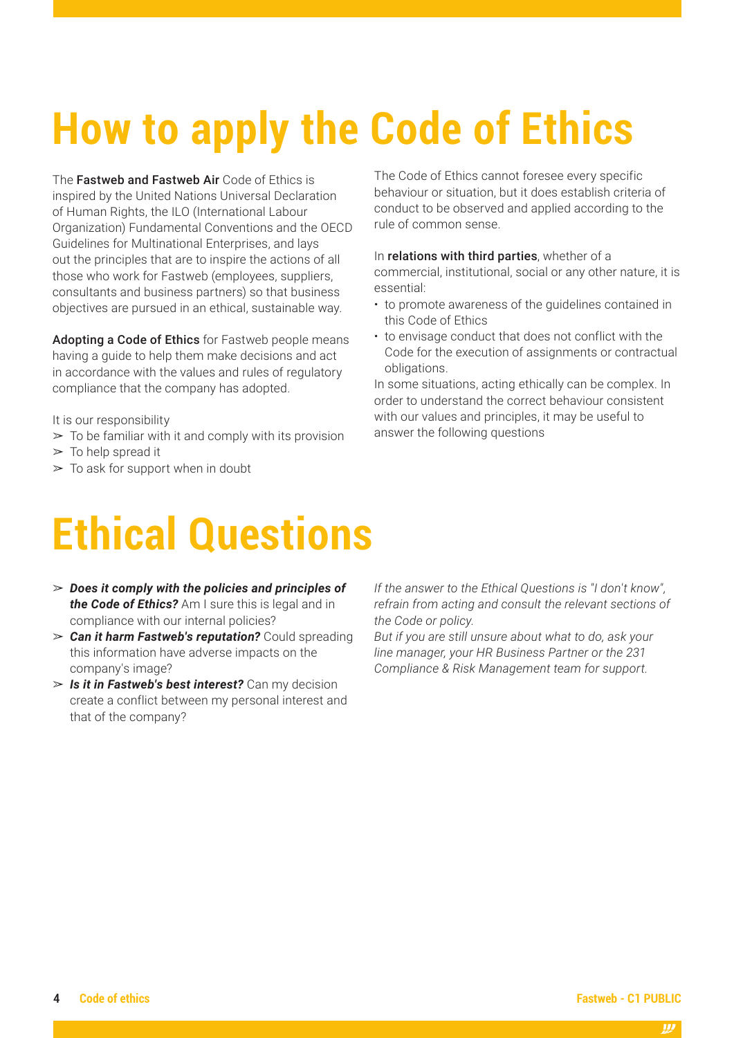# How to apply the Code of Ethics

The **Fastweb and Fastweb Air** Code of Ethics is inspired by the United Nations Universal Declaration of Human Rights, the ILO (International Labour Organization) Fundamental Conventions and the OECD Guidelines for Multinational Enterprises, and lays out the principles that are to inspire the actions of all those who work for Fastweb (employees, suppliers, consultants and business partners) so that business objectives are pursued in an ethical, sustainable way.

**Adopting a Code of Ethics** for Fastweb people means having a guide to help them make decisions and act in accordance with the values and rules of regulatory compliance that the company has adopted.

It is our responsibility

- To be familiar with it and comply with its provision
- To help spread it
- To ask for support when in doubt

The Code of Ethics cannot foresee every specific behaviour or situation, but it does establish criteria of conduct to be observed and applied according to the rule of common sense.

In **relations with third parties**, whether of a commercial, institutional, social or any other nature, it is essential:

- to promote awareness of the guidelines contained in this Code of Ethics
- to envisage conduct that does not conflict with the Code for the execution of assignments or contractual obligations.

In some situations, acting ethically can be complex. In order to understand the correct behaviour consistent with our values and principles, it may be useful to answer the following questions

# Ethical Questions

- ***Does it comply with the policies and principles of the Code of Ethics?*** Am I sure this is legal and in compliance with our internal policies?
- ***Can it harm Fastweb's reputation?*** Could spreading this information have adverse impacts on the company's image?
- ***Is it in Fastweb's best interest?*** Can my decision create a conflict between my personal interest and that of the company?

*If the answer to the Ethical Questions is "I don't know", refrain from acting and consult the relevant sections of the Code or policy.*

*But if you are still unsure about what to do, ask your line manager, your HR Business Partner or the 231 Compliance & Risk Management team for support.*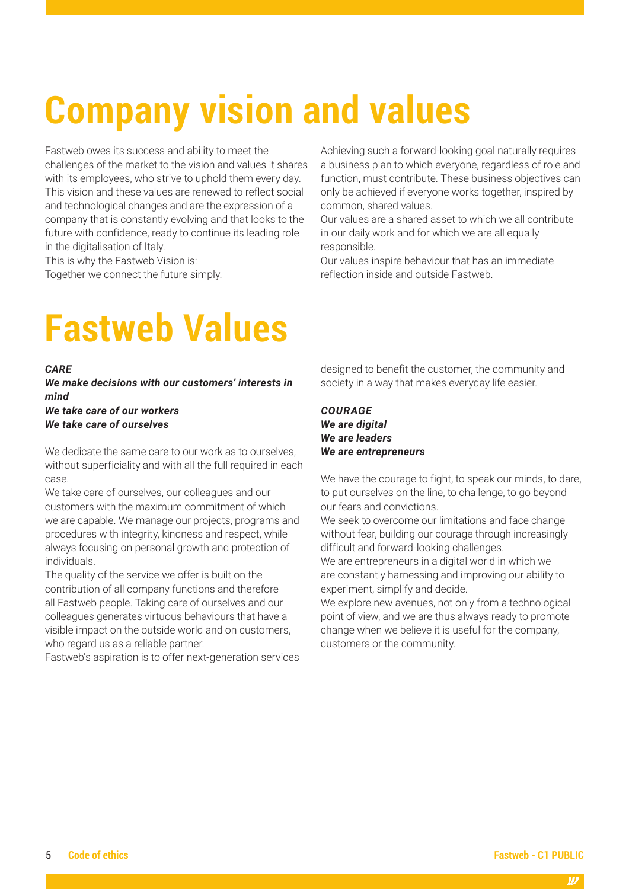# Company vision and values

Fastweb owes its success and ability to meet the challenges of the market to the vision and values it shares with its employees, who strive to uphold them every day. This vision and these values are renewed to reflect social and technological changes and are the expression of a company that is constantly evolving and that looks to the future with confidence, ready to continue its leading role in the digitalisation of Italy.
This is why the Fastweb Vision is:
Together we connect the future simply.

Achieving such a forward-looking goal naturally requires a business plan to which everyone, regardless of role and function, must contribute. These business objectives can only be achieved if everyone works together, inspired by common, shared values.
Our values are a shared asset to which we all contribute in our daily work and for which we are all equally responsible.
Our values inspire behaviour that has an immediate reflection inside and outside Fastweb.

# Fastweb Values

***CARE***
***We make decisions with our customers' interests in mind***
***We take care of our workers***
***We take care of ourselves***

We dedicate the same care to our work as to ourselves, without superficiality and with all the full required in each case.
We take care of ourselves, our colleagues and our customers with the maximum commitment of which we are capable. We manage our projects, programs and procedures with integrity, kindness and respect, while always focusing on personal growth and protection of individuals.
The quality of the service we offer is built on the contribution of all company functions and therefore all Fastweb people. Taking care of ourselves and our colleagues generates virtuous behaviours that have a visible impact on the outside world and on customers, who regard us as a reliable partner.
Fastweb's aspiration is to offer next-generation services designed to benefit the customer, the community and society in a way that makes everyday life easier.

***COURAGE***
***We are digital***
***We are leaders***
***We are entrepreneurs***

We have the courage to fight, to speak our minds, to dare, to put ourselves on the line, to challenge, to go beyond our fears and convictions.
We seek to overcome our limitations and face change without fear, building our courage through increasingly difficult and forward-looking challenges.
We are entrepreneurs in a digital world in which we are constantly harnessing and improving our ability to experiment, simplify and decide.
We explore new avenues, not only from a technological point of view, and we are thus always ready to promote change when we believe it is useful for the company, customers or the community.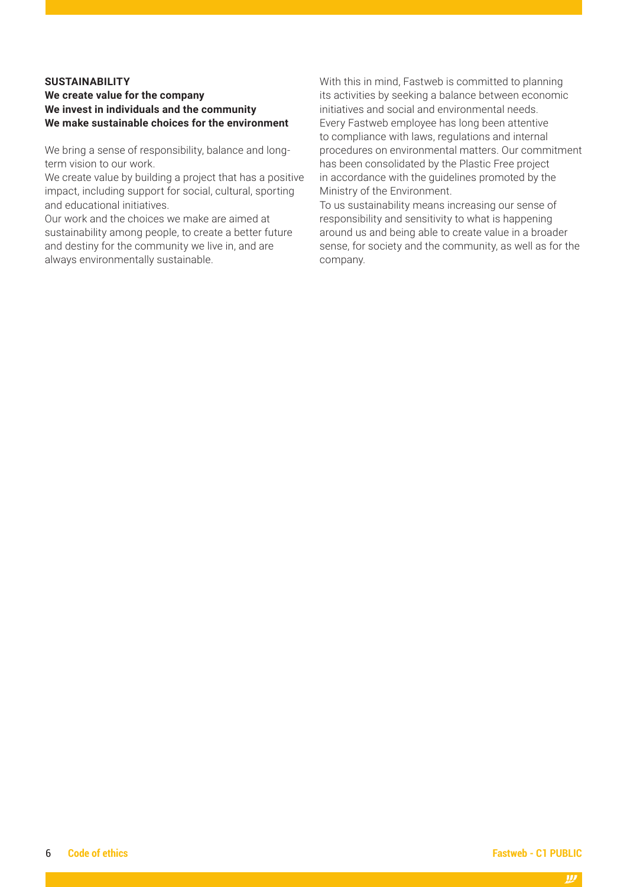**SUSTAINABILITY**

**We create value for the company**
**We invest in individuals and the community**
**We make sustainable choices for the environment**

We bring a sense of responsibility, balance and long-term vision to our work.
We create value by building a project that has a positive impact, including support for social, cultural, sporting and educational initiatives.
Our work and the choices we make are aimed at sustainability among people, to create a better future and destiny for the community we live in, and are always environmentally sustainable.

With this in mind, Fastweb is committed to planning its activities by seeking a balance between economic initiatives and social and environmental needs.
Every Fastweb employee has long been attentive to compliance with laws, regulations and internal procedures on environmental matters. Our commitment has been consolidated by the Plastic Free project in accordance with the guidelines promoted by the Ministry of the Environment.
To us sustainability means increasing our sense of responsibility and sensitivity to what is happening around us and being able to create value in a broader sense, for society and the community, as well as for the company.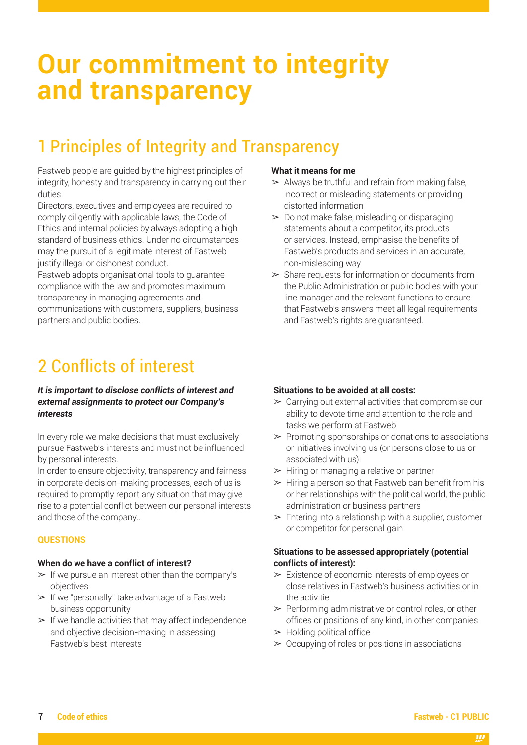# Our commitment to integrity and transparency

## 1 Principles of Integrity and Transparency

Fastweb people are guided by the highest principles of integrity, honesty and transparency in carrying out their duties

Directors, executives and employees are required to comply diligently with applicable laws, the Code of Ethics and internal policies by always adopting a high standard of business ethics. Under no circumstances may the pursuit of a legitimate interest of Fastweb justify illegal or dishonest conduct.

Fastweb adopts organisational tools to guarantee compliance with the law and promotes maximum transparency in managing agreements and communications with customers, suppliers, business partners and public bodies.

**What it means for me**

- ➢ Always be truthful and refrain from making false, incorrect or misleading statements or providing distorted information
- ➢ Do not make false, misleading or disparaging statements about a competitor, its products or services. Instead, emphasise the benefits of Fastweb's products and services in an accurate, non-misleading way
- ➢ Share requests for information or documents from the Public Administration or public bodies with your line manager and the relevant functions to ensure that Fastweb's answers meet all legal requirements and Fastweb's rights are guaranteed.

## 2 Conflicts of interest

***It is important to disclose conflicts of interest and external assignments to protect our Company's interests***

In every role we make decisions that must exclusively pursue Fastweb's interests and must not be influenced by personal interests.

In order to ensure objectivity, transparency and fairness in corporate decision-making processes, each of us is required to promptly report any situation that may give rise to a potential conflict between our personal interests and those of the company..

**QUESTIONS**

**When do we have a conflict of interest?**

- ➢ If we pursue an interest other than the company's objectives
- ➢ If we "personally" take advantage of a Fastweb business opportunity
- ➢ If we handle activities that may affect independence and objective decision-making in assessing Fastweb's best interests

**Situations to be avoided at all costs:**

- ➢ Carrying out external activities that compromise our ability to devote time and attention to the role and tasks we perform at Fastweb
- ➢ Promoting sponsorships or donations to associations or initiatives involving us (or persons close to us or associated with us)i
- ➢ Hiring or managing a relative or partner
- ➢ Hiring a person so that Fastweb can benefit from his or her relationships with the political world, the public administration or business partners
- ➢ Entering into a relationship with a supplier, customer or competitor for personal gain

**Situations to be assessed appropriately (potential conflicts of interest):**

- ➢ Existence of economic interests of employees or close relatives in Fastweb's business activities or in the activitie
- ➢ Performing administrative or control roles, or other offices or positions of any kind, in other companies
- ➢ Holding political office
- ➢ Occupying of roles or positions in associations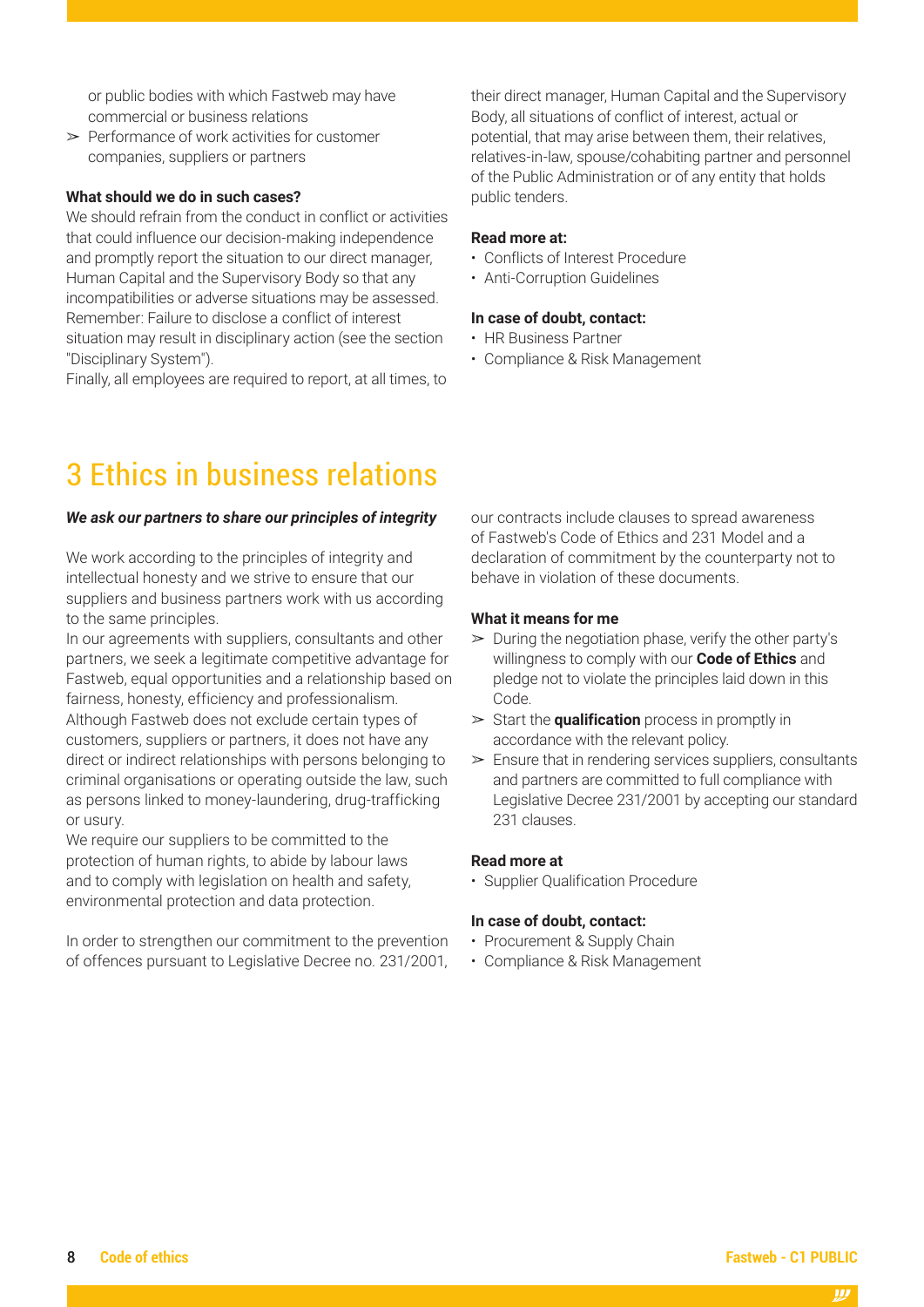or public bodies with which Fastweb may have commercial or business relations
- ➢ Performance of work activities for customer companies, suppliers or partners

**What should we do in such cases?**

We should refrain from the conduct in conflict or activities that could influence our decision-making independence and promptly report the situation to our direct manager, Human Capital and the Supervisory Body so that any incompatibilities or adverse situations may be assessed. Remember: Failure to disclose a conflict of interest situation may result in disciplinary action (see the section "Disciplinary System").

Finally, all employees are required to report, at all times, to their direct manager, Human Capital and the Supervisory Body, all situations of conflict of interest, actual or potential, that may arise between them, their relatives, relatives-in-law, spouse/cohabiting partner and personnel of the Public Administration or of any entity that holds public tenders.

**Read more at:**
- Conflicts of Interest Procedure
- Anti-Corruption Guidelines

**In case of doubt, contact:**
- HR Business Partner
- Compliance & Risk Management

# 3 Ethics in business relations

***We ask our partners to share our principles of integrity***

We work according to the principles of integrity and intellectual honesty and we strive to ensure that our suppliers and business partners work with us according to the same principles.

In our agreements with suppliers, consultants and other partners, we seek a legitimate competitive advantage for Fastweb, equal opportunities and a relationship based on fairness, honesty, efficiency and professionalism.

Although Fastweb does not exclude certain types of customers, suppliers or partners, it does not have any direct or indirect relationships with persons belonging to criminal organisations or operating outside the law, such as persons linked to money-laundering, drug-trafficking or usury.

We require our suppliers to be committed to the protection of human rights, to abide by labour laws and to comply with legislation on health and safety, environmental protection and data protection.

In order to strengthen our commitment to the prevention of offences pursuant to Legislative Decree no. 231/2001, our contracts include clauses to spread awareness of Fastweb's Code of Ethics and 231 Model and a declaration of commitment by the counterparty not to behave in violation of these documents.

**What it means for me**
- ➢ During the negotiation phase, verify the other party's willingness to comply with our **Code of Ethics** and pledge not to violate the principles laid down in this Code.
- ➢ Start the **qualification** process in promptly in accordance with the relevant policy.
- ➢ Ensure that in rendering services suppliers, consultants and partners are committed to full compliance with Legislative Decree 231/2001 by accepting our standard 231 clauses.

**Read more at**
- Supplier Qualification Procedure

**In case of doubt, contact:**
- Procurement & Supply Chain
- Compliance & Risk Management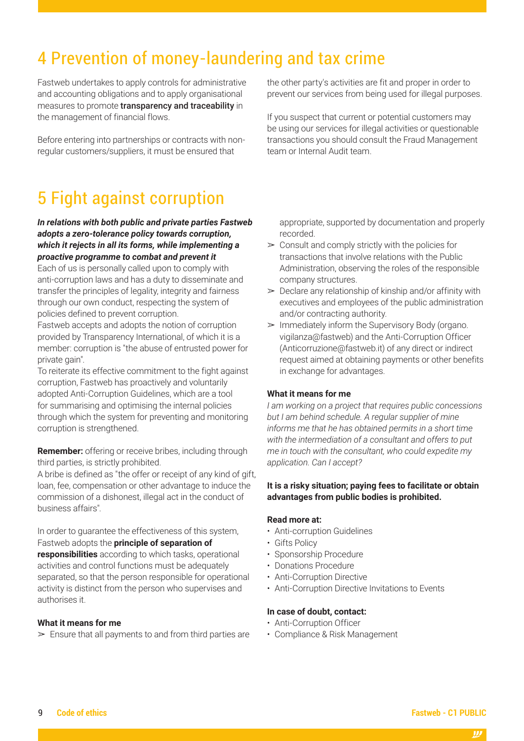# 4 Prevention of money-laundering and tax crime

Fastweb undertakes to apply controls for administrative and accounting obligations and to apply organisational measures to promote **transparency and traceability** in the management of financial flows.

Before entering into partnerships or contracts with non-regular customers/suppliers, it must be ensured that the other party's activities are fit and proper in order to prevent our services from being used for illegal purposes.

If you suspect that current or potential customers may be using our services for illegal activities or questionable transactions you should consult the Fraud Management team or Internal Audit team.

# 5 Fight against corruption

***In relations with both public and private parties Fastweb adopts a zero-tolerance policy towards corruption, which it rejects in all its forms, while implementing a proactive programme to combat and prevent it***

Each of us is personally called upon to comply with anti-corruption laws and has a duty to disseminate and transfer the principles of legality, integrity and fairness through our own conduct, respecting the system of policies defined to prevent corruption.

Fastweb accepts and adopts the notion of corruption provided by Transparency International, of which it is a member: corruption is "the abuse of entrusted power for private gain".

To reiterate its effective commitment to the fight against corruption, Fastweb has proactively and voluntarily adopted Anti-Corruption Guidelines, which are a tool for summarising and optimising the internal policies through which the system for preventing and monitoring corruption is strengthened.

**Remember:** offering or receive bribes, including through third parties, is strictly prohibited.

A bribe is defined as "the offer or receipt of any kind of gift, loan, fee, compensation or other advantage to induce the commission of a dishonest, illegal act in the conduct of business affairs".

In order to guarantee the effectiveness of this system, Fastweb adopts the **principle of separation of responsibilities** according to which tasks, operational activities and control functions must be adequately separated, so that the person responsible for operational activity is distinct from the person who supervises and authorises it.

**What it means for me**

- ➢ Ensure that all payments to and from third parties are appropriate, supported by documentation and properly recorded.
- ➢ Consult and comply strictly with the policies for transactions that involve relations with the Public Administration, observing the roles of the responsible company structures.
- ➢ Declare any relationship of kinship and/or affinity with executives and employees of the public administration and/or contracting authority.
- ➢ Immediately inform the Supervisory Body (organo.vigilanza@fastweb) and the Anti-Corruption Officer (Anticorruzione@fastweb.it) of any direct or indirect request aimed at obtaining payments or other benefits in exchange for advantages.

**What it means for me**

*I am working on a project that requires public concessions but I am behind schedule. A regular supplier of mine informs me that he has obtained permits in a short time with the intermediation of a consultant and offers to put me in touch with the consultant, who could expedite my application. Can I accept?*

**It is a risky situation; paying fees to facilitate or obtain advantages from public bodies is prohibited.**

**Read more at:**

- Anti-corruption Guidelines
- Gifts Policy
- Sponsorship Procedure
- Donations Procedure
- Anti-Corruption Directive
- Anti-Corruption Directive Invitations to Events

**In case of doubt, contact:**

- Anti-Corruption Officer
- Compliance & Risk Management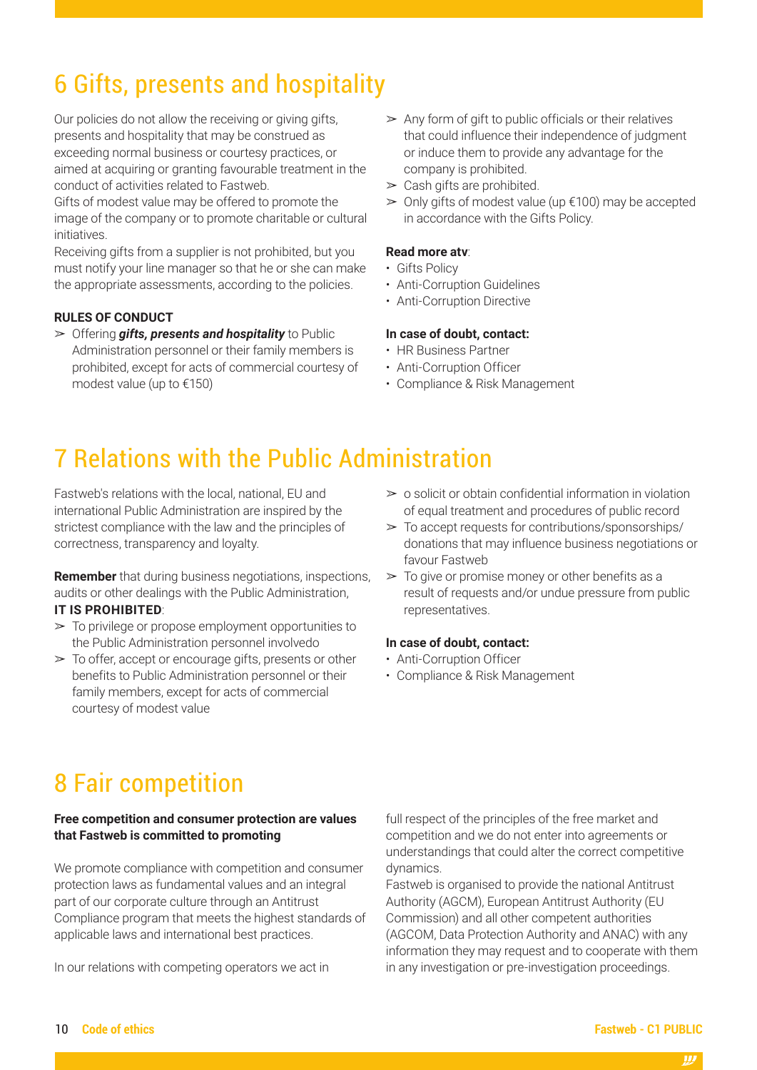# 6 Gifts, presents and hospitality

Our policies do not allow the receiving or giving gifts, presents and hospitality that may be construed as exceeding normal business or courtesy practices, or aimed at acquiring or granting favourable treatment in the conduct of activities related to Fastweb.
Gifts of modest value may be offered to promote the image of the company or to promote charitable or cultural initiatives.
Receiving gifts from a supplier is not prohibited, but you must notify your line manager so that he or she can make the appropriate assessments, according to the policies.

**RULES OF CONDUCT**

- Offering ***gifts, presents and hospitality*** to Public Administration personnel or their family members is prohibited, except for acts of commercial courtesy of modest value (up to €150)
- Any form of gift to public officials or their relatives that could influence their independence of judgment or induce them to provide any advantage for the company is prohibited.
- Cash gifts are prohibited.
- Only gifts of modest value (up €100) may be accepted in accordance with the Gifts Policy.

**Read more atv**:

- Gifts Policy
- Anti-Corruption Guidelines
- Anti-Corruption Directive

**In case of doubt, contact:**

- HR Business Partner
- Anti-Corruption Officer
- Compliance & Risk Management

# 7 Relations with the Public Administration

Fastweb's relations with the local, national, EU and international Public Administration are inspired by the strictest compliance with the law and the principles of correctness, transparency and loyalty.

**Remember** that during business negotiations, inspections, audits or other dealings with the Public Administration, **IT IS PROHIBITED**:

- To privilege or propose employment opportunities to the Public Administration personnel involvedo
- To offer, accept or encourage gifts, presents or other benefits to Public Administration personnel or their family members, except for acts of commercial courtesy of modest value
- o solicit or obtain confidential information in violation of equal treatment and procedures of public record
- To accept requests for contributions/sponsorships/ donations that may influence business negotiations or favour Fastweb
- To give or promise money or other benefits as a result of requests and/or undue pressure from public representatives.

**In case of doubt, contact:**

- Anti-Corruption Officer
- Compliance & Risk Management

# 8 Fair competition

**Free competition and consumer protection are values that Fastweb is committed to promoting**

We promote compliance with competition and consumer protection laws as fundamental values and an integral part of our corporate culture through an Antitrust Compliance program that meets the highest standards of applicable laws and international best practices.

In our relations with competing operators we act in full respect of the principles of the free market and competition and we do not enter into agreements or understandings that could alter the correct competitive dynamics.
Fastweb is organised to provide the national Antitrust Authority (AGCM), European Antitrust Authority (EU Commission) and all other competent authorities (AGCOM, Data Protection Authority and ANAC) with any information they may request and to cooperate with them in any investigation or pre-investigation proceedings.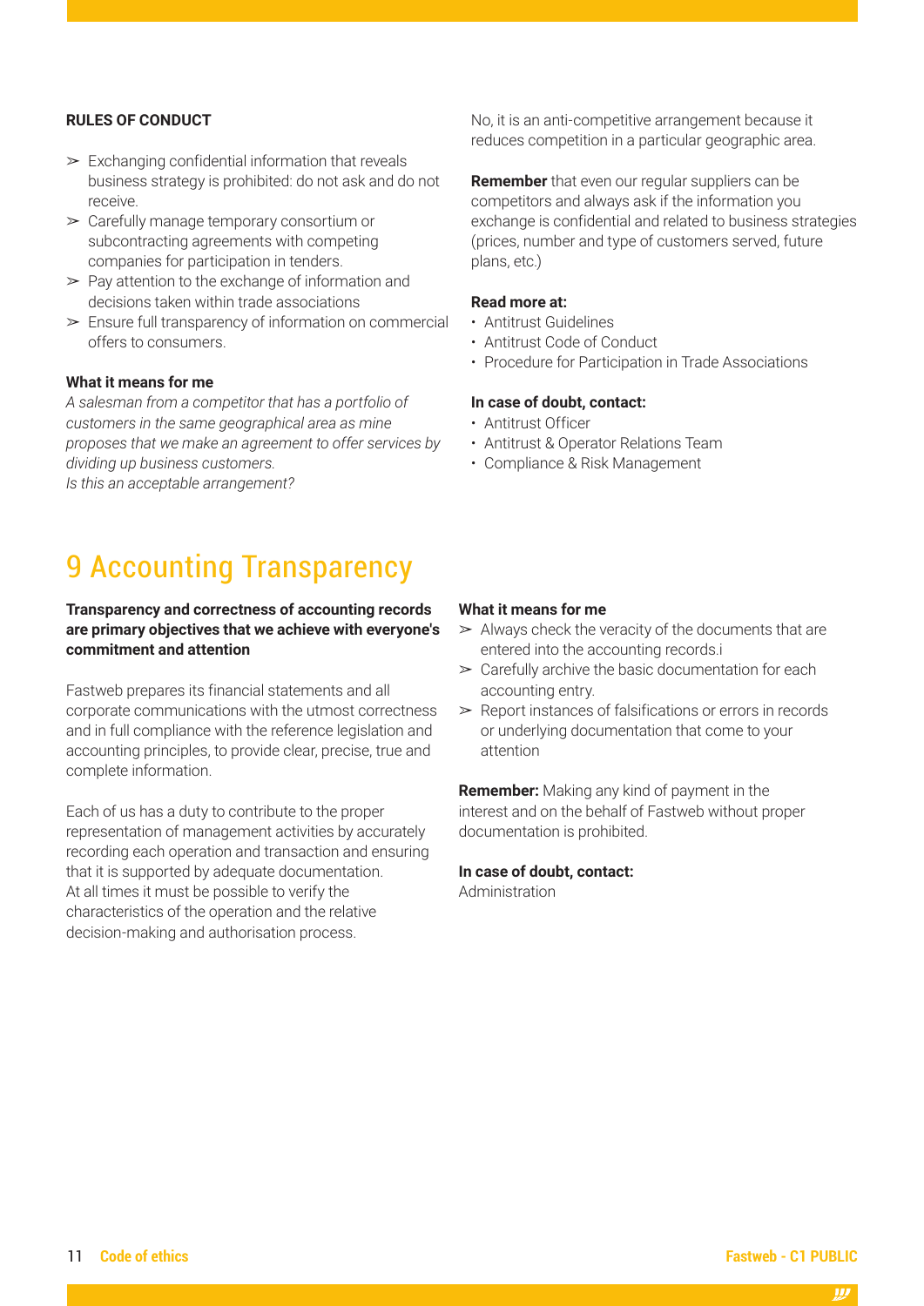**RULES OF CONDUCT**

- ➢ Exchanging confidential information that reveals business strategy is prohibited: do not ask and do not receive.
- ➢ Carefully manage temporary consortium or subcontracting agreements with competing companies for participation in tenders.
- ➢ Pay attention to the exchange of information and decisions taken within trade associations
- ➢ Ensure full transparency of information on commercial offers to consumers.

**What it means for me**

*A salesman from a competitor that has a portfolio of customers in the same geographical area as mine proposes that we make an agreement to offer services by dividing up business customers.*
*Is this an acceptable arrangement?*

No, it is an anti-competitive arrangement because it reduces competition in a particular geographic area.

**Remember** that even our regular suppliers can be competitors and always ask if the information you exchange is confidential and related to business strategies (prices, number and type of customers served, future plans, etc.)

**Read more at:**

- Antitrust Guidelines
- Antitrust Code of Conduct
- Procedure for Participation in Trade Associations

**In case of doubt, contact:**

- Antitrust Officer
- Antitrust & Operator Relations Team
- Compliance & Risk Management

# 9 Accounting Transparency

**Transparency and correctness of accounting records are primary objectives that we achieve with everyone's commitment and attention**

Fastweb prepares its financial statements and all corporate communications with the utmost correctness and in full compliance with the reference legislation and accounting principles, to provide clear, precise, true and complete information.

Each of us has a duty to contribute to the proper representation of management activities by accurately recording each operation and transaction and ensuring that it is supported by adequate documentation. At all times it must be possible to verify the characteristics of the operation and the relative decision-making and authorisation process.

**What it means for me**

- ➢ Always check the veracity of the documents that are entered into the accounting records.i
- ➢ Carefully archive the basic documentation for each accounting entry.
- ➢ Report instances of falsifications or errors in records or underlying documentation that come to your attention

**Remember:** Making any kind of payment in the interest and on the behalf of Fastweb without proper documentation is prohibited.

**In case of doubt, contact:**
Administration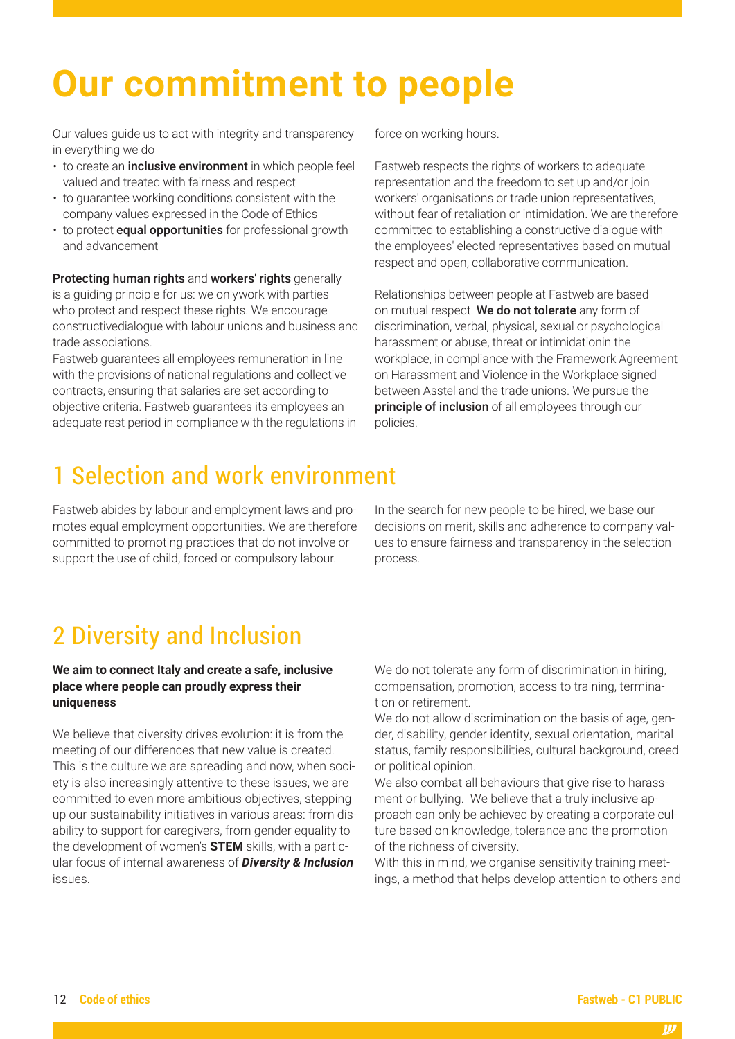# Our commitment to people

Our values guide us to act with integrity and transparency in everything we do

- to create an **inclusive environment** in which people feel valued and treated with fairness and respect
- to guarantee working conditions consistent with the company values expressed in the Code of Ethics
- to protect **equal opportunities** for professional growth and advancement

**Protecting human rights** and **workers' rights** generally is a guiding principle for us: we onlywork with parties who protect and respect these rights. We encourage constructivedialogue with labour unions and business and trade associations.

Fastweb guarantees all employees remuneration in line with the provisions of national regulations and collective contracts, ensuring that salaries are set according to objective criteria. Fastweb guarantees its employees an adequate rest period in compliance with the regulations in force on working hours.

Fastweb respects the rights of workers to adequate representation and the freedom to set up and/or join workers' organisations or trade union representatives, without fear of retaliation or intimidation. We are therefore committed to establishing a constructive dialogue with the employees' elected representatives based on mutual respect and open, collaborative communication.

Relationships between people at Fastweb are based on mutual respect. **We do not tolerate** any form of discrimination, verbal, physical, sexual or psychological harassment or abuse, threat or intimidationin the workplace, in compliance with the Framework Agreement on Harassment and Violence in the Workplace signed between Asstel and the trade unions. We pursue the **principle of inclusion** of all employees through our policies.

## 1 Selection and work environment

Fastweb abides by labour and employment laws and promotes equal employment opportunities. We are therefore committed to promoting practices that do not involve or support the use of child, forced or compulsory labour.

In the search for new people to be hired, we base our decisions on merit, skills and adherence to company values to ensure fairness and transparency in the selection process.

## 2 Diversity and Inclusion

**We aim to connect Italy and create a safe, inclusive place where people can proudly express their uniqueness**

We believe that diversity drives evolution: it is from the meeting of our differences that new value is created. This is the culture we are spreading and now, when society is also increasingly attentive to these issues, we are committed to even more ambitious objectives, stepping up our sustainability initiatives in various areas: from disability to support for caregivers, from gender equality to the development of women's **STEM** skills, with a particular focus of internal awareness of ***Diversity & Inclusion*** issues.

We do not tolerate any form of discrimination in hiring, compensation, promotion, access to training, termination or retirement.

We do not allow discrimination on the basis of age, gender, disability, gender identity, sexual orientation, marital status, family responsibilities, cultural background, creed or political opinion.

We also combat all behaviours that give rise to harassment or bullying. We believe that a truly inclusive approach can only be achieved by creating a corporate culture based on knowledge, tolerance and the promotion of the richness of diversity.

With this in mind, we organise sensitivity training meetings, a method that helps develop attention to others and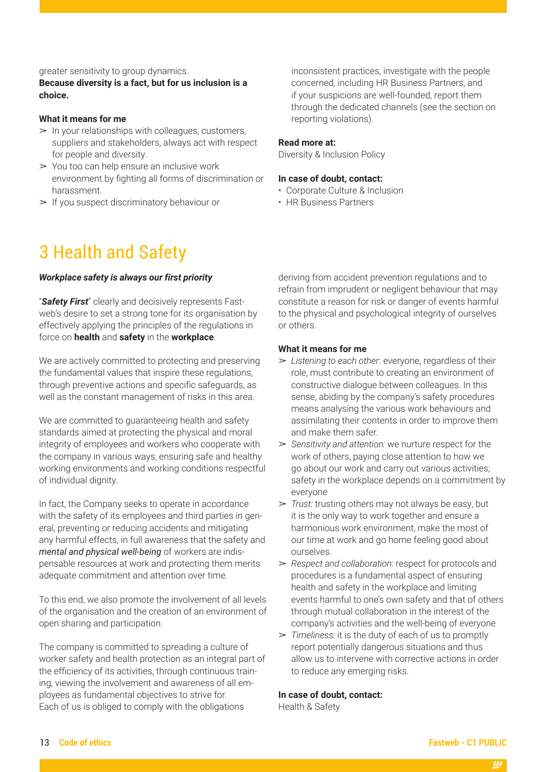greater sensitivity to group dynamics.
**Because diversity is a fact, but for us inclusion is a choice.**

**What it means for me**

- In your relationships with colleagues, customers, suppliers and stakeholders, always act with respect for people and diversity.
- You too can help ensure an inclusive work environment by fighting all forms of discrimination or harassment.
- If you suspect discriminatory behaviour or inconsistent practices, investigate with the people concerned, including HR Business Partners, and if your suspicions are well-founded, report them through the dedicated channels (see the section on reporting violations).

**Read more at:**
Diversity & Inclusion Policy

**In case of doubt, contact:**

- Corporate Culture & Inclusion
- HR Business Partners

# 3 Health and Safety

***Workplace safety is always our first priority***

"***Safety First***" clearly and decisively represents Fastweb's desire to set a strong tone for its organisation by effectively applying the principles of the regulations in force on **health** and **safety** in the **workplace**.

We are actively committed to protecting and preserving the fundamental values that inspire these regulations, through preventive actions and specific safeguards, as well as the constant management of risks in this area.

We are committed to guaranteeing health and safety standards aimed at protecting the physical and moral integrity of employees and workers who cooperate with the company in various ways, ensuring safe and healthy working environments and working conditions respectful of individual dignity.

In fact, the Company seeks to operate in accordance with the safety of its employees and third parties in general, preventing or reducing accidents and mitigating any harmful effects, in full awareness that the safety and ***mental and physical well-being*** of workers are indispensable resources at work and protecting them merits adequate commitment and attention over time.

To this end, we also promote the involvement of all levels of the organisation and the creation of an environment of open sharing and participation.

The company is committed to spreading a culture of worker safety and health protection as an integral part of the efficiency of its activities, through continuous training, viewing the involvement and awareness of all employees as fundamental objectives to strive for.
Each of us is obliged to comply with the obligations deriving from accident prevention regulations and to refrain from imprudent or negligent behaviour that may constitute a reason for risk or danger of events harmful to the physical and psychological integrity of ourselves or others.

**What it means for me**

- *Listening to each other*: everyone, regardless of their role, must contribute to creating an environment of constructive dialogue between colleagues. In this sense, abiding by the company's safety procedures means analysing the various work behaviours and assimilating their contents in order to improve them and make them safer.
- *Sensitivity and attention:* we nurture respect for the work of others, paying close attention to how we go about our work and carry out various activities; safety in the workplace depends on a commitment by everyone
- *Trust:* trusting others may not always be easy, but it is the only way to work together and ensure a harmonious work environment, make the most of our time at work and go home feeling good about ourselves.
- *Respect and collaboration*: respect for protocols and procedures is a fundamental aspect of ensuring health and safety in the workplace and limiting events harmful to one's own safety and that of others through mutual collaboration in the interest of the company's activities and the well-being of everyone
- *Timeliness:* it is the duty of each of us to promptly report potentially dangerous situations and thus allow us to intervene with corrective actions in order to reduce any emerging risks.

**In case of doubt, contact:**
Health & Safety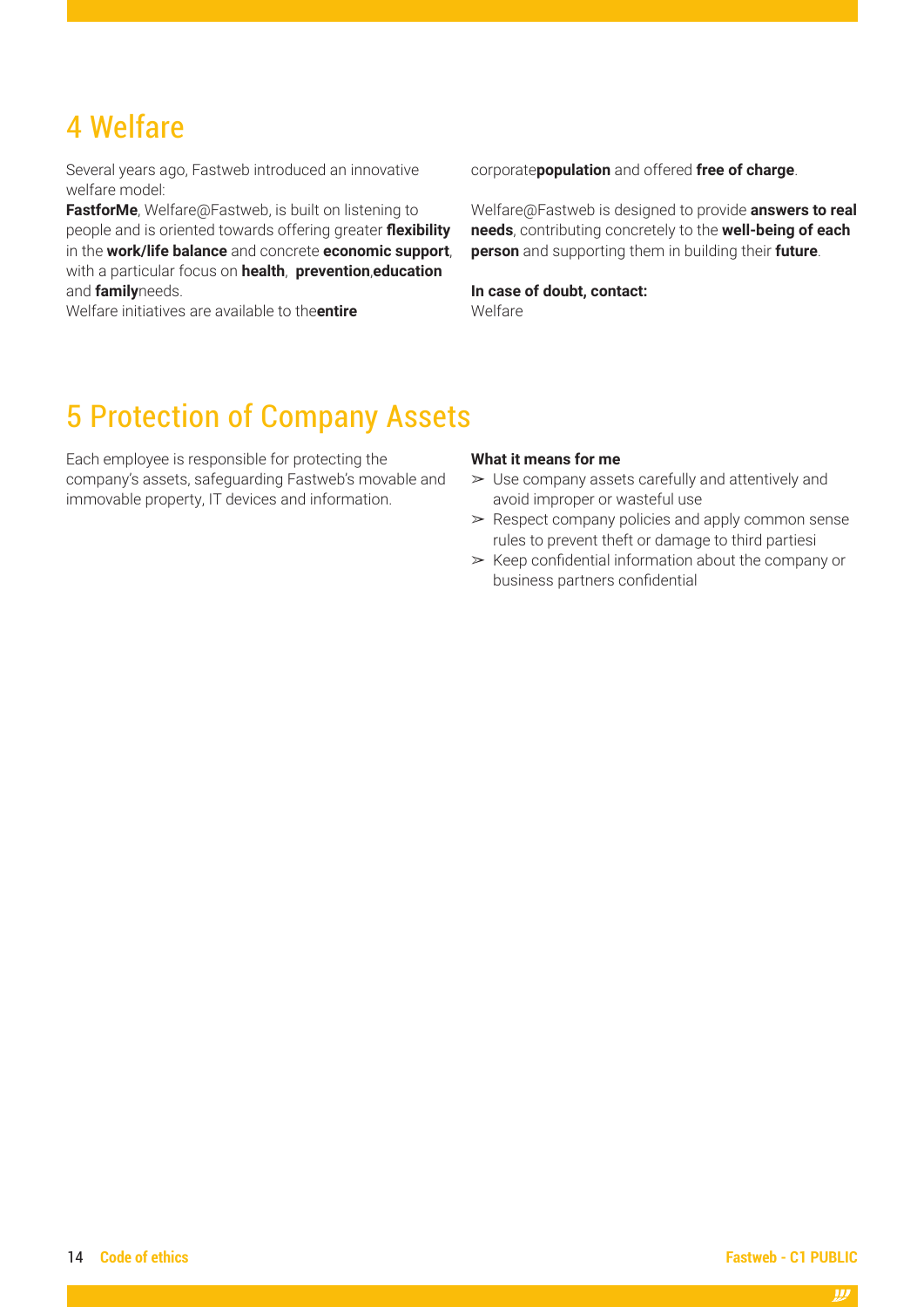# 4 Welfare

Several years ago, Fastweb introduced an innovative welfare model:

**FastforMe**, Welfare@Fastweb, is built on listening to people and is oriented towards offering greater **flexibility** in the **work/life balance** and concrete **economic support**, with a particular focus on **health**, **prevention**,**education** and **family**needs.

Welfare initiatives are available to the**entire** corporate**population** and offered **free of charge**.

Welfare@Fastweb is designed to provide **answers to real needs**, contributing concretely to the **well-being of each person** and supporting them in building their **future**.

**In case of doubt, contact:**
Welfare

# 5 Protection of Company Assets

Each employee is responsible for protecting the company's assets, safeguarding Fastweb's movable and immovable property, IT devices and information.

**What it means for me**

- Use company assets carefully and attentively and avoid improper or wasteful use
- Respect company policies and apply common sense rules to prevent theft or damage to third partiesi
- Keep confidential information about the company or business partners confidential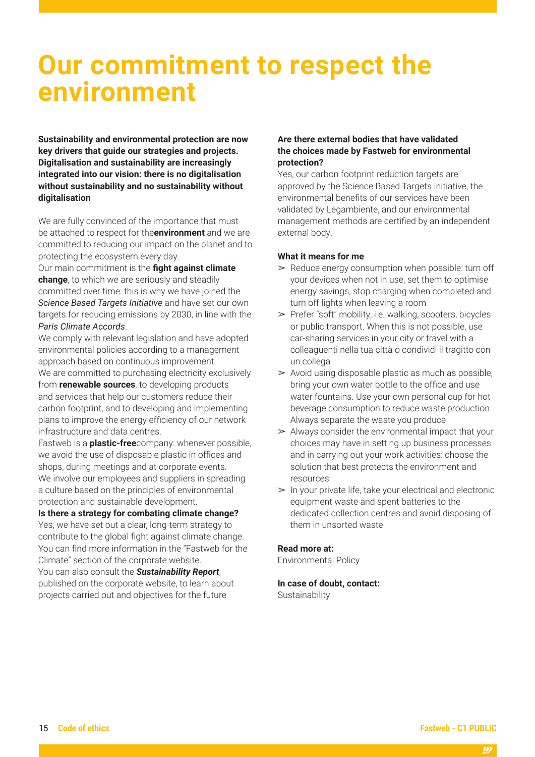# Our commitment to respect the environment

**Sustainability and environmental protection are now key drivers that guide our strategies and projects. Digitalisation and sustainability are increasingly integrated into our vision: there is no digitalisation without sustainability and no sustainability without digitalisation**

We are fully convinced of the importance that must be attached to respect for the**environment** and we are committed to reducing our impact on the planet and to protecting the ecosystem every day.

Our main commitment is the **fight against climate change**, to which we are seriously and steadily committed over time: this is why we have joined the *Science Based Targets Initiative* and have set our own targets for reducing emissions by 2030, in line with the *Paris Climate Accords*.

We comply with relevant legislation and have adopted environmental policies according to a management approach based on continuous improvement.

We are committed to purchasing electricity exclusively from **renewable sources**, to developing products and services that help our customers reduce their carbon footprint, and to developing and implementing plans to improve the energy efficiency of our network infrastructure and data centres.

Fastweb is a **plastic-free**company: whenever possible, we avoid the use of disposable plastic in offices and shops, during meetings and at corporate events.

We involve our employees and suppliers in spreading a culture based on the principles of environmental protection and sustainable development.

**Is there a strategy for combating climate change?**

Yes, we have set out a clear, long-term strategy to contribute to the global fight against climate change. You can find more information in the "Fastweb for the Climate" section of the corporate website.

You can also consult the ***Sustainability Report***, published on the corporate website, to learn about projects carried out and objectives for the future

**Are there external bodies that have validated the choices made by Fastweb for environmental protection?**

Yes, our carbon footprint reduction targets are approved by the Science Based Targets initiative, the environmental benefits of our services have been validated by Legambiente, and our environmental management methods are certified by an independent external body.

**What it means for me**

- Reduce energy consumption when possible: turn off your devices when not in use, set them to optimise energy savings, stop charging when completed and turn off lights when leaving a room
- Prefer "soft" mobility, i.e. walking, scooters, bicycles or public transport. When this is not possible, use car-sharing services in your city or travel with a colleaguenti nella tua città o condividi il tragitto con un collega
- Avoid using disposable plastic as much as possible; bring your own water bottle to the office and use water fountains. Use your own personal cup for hot beverage consumption to reduce waste production. Always separate the waste you produce
- Always consider the environmental impact that your choices may have in setting up business processes and in carrying out your work activities: choose the solution that best protects the environment and resources
- In your private life, take your electrical and electronic equipment waste and spent batteries to the dedicated collection centres and avoid disposing of them in unsorted waste

**Read more at:**
Environmental Policy

**In case of doubt, contact:**
Sustainability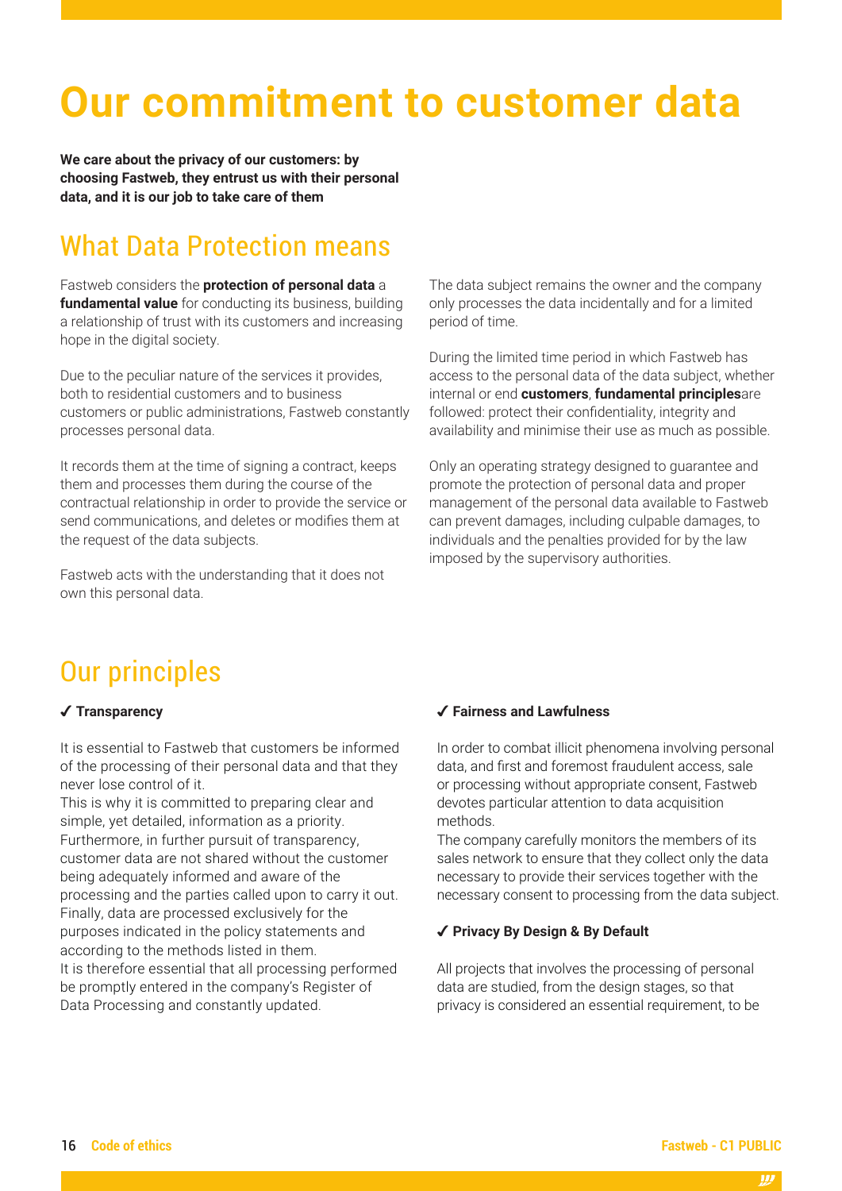# Our commitment to customer data

**We care about the privacy of our customers: by choosing Fastweb, they entrust us with their personal data, and it is our job to take care of them**

## What Data Protection means

Fastweb considers the **protection of personal data** a **fundamental value** for conducting its business, building a relationship of trust with its customers and increasing hope in the digital society.

Due to the peculiar nature of the services it provides, both to residential customers and to business customers or public administrations, Fastweb constantly processes personal data.

It records them at the time of signing a contract, keeps them and processes them during the course of the contractual relationship in order to provide the service or send communications, and deletes or modifies them at the request of the data subjects.

Fastweb acts with the understanding that it does not own this personal data.

The data subject remains the owner and the company only processes the data incidentally and for a limited period of time.

During the limited time period in which Fastweb has access to the personal data of the data subject, whether internal or end **customers**, **fundamental principles**are followed: protect their confidentiality, integrity and availability and minimise their use as much as possible.

Only an operating strategy designed to guarantee and promote the protection of personal data and proper management of the personal data available to Fastweb can prevent damages, including culpable damages, to individuals and the penalties provided for by the law imposed by the supervisory authorities.

## Our principles

**✔ Transparency**

It is essential to Fastweb that customers be informed of the processing of their personal data and that they never lose control of it.
This is why it is committed to preparing clear and simple, yet detailed, information as a priority.
Furthermore, in further pursuit of transparency, customer data are not shared without the customer being adequately informed and aware of the processing and the parties called upon to carry it out.
Finally, data are processed exclusively for the purposes indicated in the policy statements and according to the methods listed in them.
It is therefore essential that all processing performed be promptly entered in the company's Register of Data Processing and constantly updated.

**✔ Fairness and Lawfulness**

In order to combat illicit phenomena involving personal data, and first and foremost fraudulent access, sale or processing without appropriate consent, Fastweb devotes particular attention to data acquisition methods.
The company carefully monitors the members of its sales network to ensure that they collect only the data necessary to provide their services together with the necessary consent to processing from the data subject.

**✔ Privacy By Design & By Default**

All projects that involves the processing of personal data are studied, from the design stages, so that privacy is considered an essential requirement, to be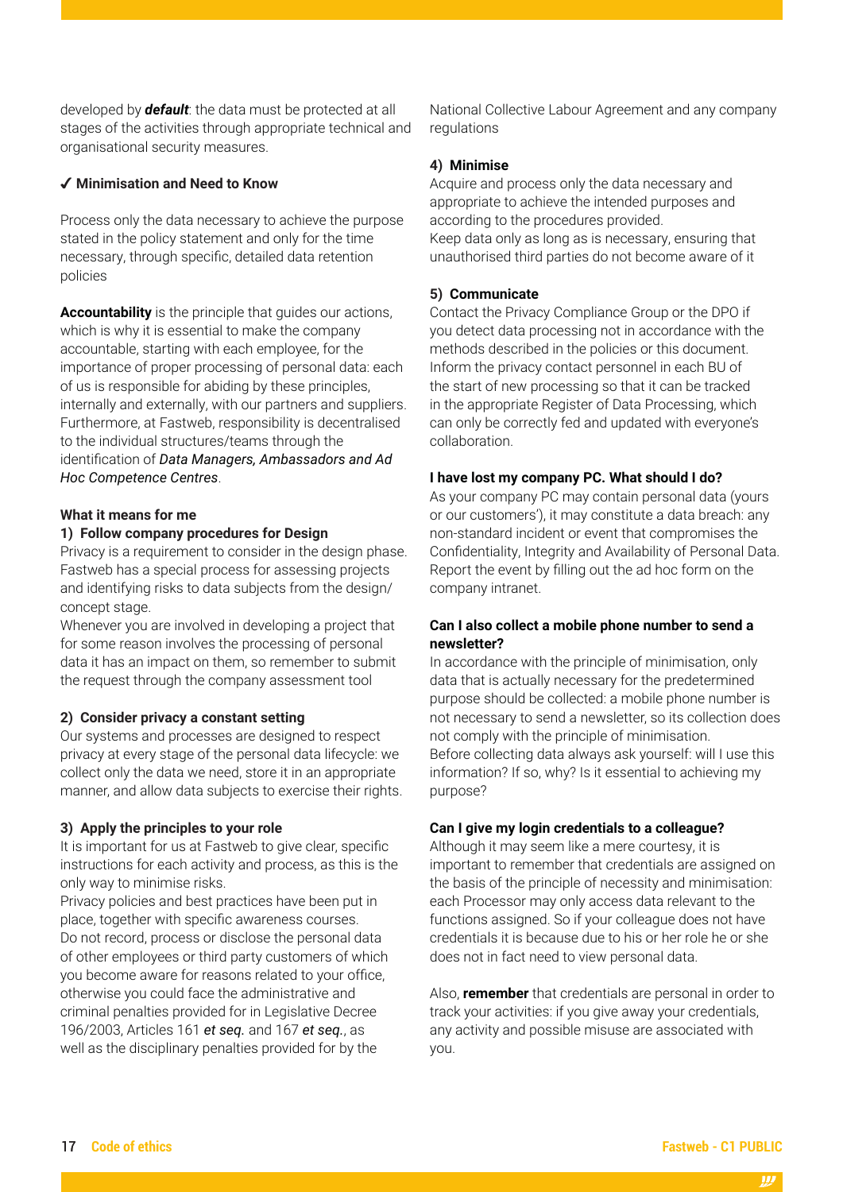developed by ***default***: the data must be protected at all stages of the activities through appropriate technical and organisational security measures.

✔ **Minimisation and Need to Know**

Process only the data necessary to achieve the purpose stated in the policy statement and only for the time necessary, through specific, detailed data retention policies

**Accountability** is the principle that guides our actions, which is why it is essential to make the company accountable, starting with each employee, for the importance of proper processing of personal data: each of us is responsible for abiding by these principles, internally and externally, with our partners and suppliers. Furthermore, at Fastweb, responsibility is decentralised to the individual structures/teams through the identification of *Data Managers, Ambassadors and Ad Hoc Competence Centres*.

**What it means for me**

**1) Follow company procedures for Design**

Privacy is a requirement to consider in the design phase. Fastweb has a special process for assessing projects and identifying risks to data subjects from the design/concept stage.

Whenever you are involved in developing a project that for some reason involves the processing of personal data it has an impact on them, so remember to submit the request through the company assessment tool

**2) Consider privacy a constant setting**

Our systems and processes are designed to respect privacy at every stage of the personal data lifecycle: we collect only the data we need, store it in an appropriate manner, and allow data subjects to exercise their rights.

**3) Apply the principles to your role**

It is important for us at Fastweb to give clear, specific instructions for each activity and process, as this is the only way to minimise risks.

Privacy policies and best practices have been put in place, together with specific awareness courses.

Do not record, process or disclose the personal data of other employees or third party customers of which you become aware for reasons related to your office, otherwise you could face the administrative and criminal penalties provided for in Legislative Decree 196/2003, Articles 161 *et seq.* and 167 *et seq.*, as well as the disciplinary penalties provided for by the National Collective Labour Agreement and any company regulations

**4) Minimise**

Acquire and process only the data necessary and appropriate to achieve the intended purposes and according to the procedures provided.

Keep data only as long as is necessary, ensuring that unauthorised third parties do not become aware of it

**5) Communicate**

Contact the Privacy Compliance Group or the DPO if you detect data processing not in accordance with the methods described in the policies or this document. Inform the privacy contact personnel in each BU of the start of new processing so that it can be tracked in the appropriate Register of Data Processing, which can only be correctly fed and updated with everyone's collaboration.

**I have lost my company PC. What should I do?**

As your company PC may contain personal data (yours or our customers'), it may constitute a data breach: any non-standard incident or event that compromises the Confidentiality, Integrity and Availability of Personal Data. Report the event by filling out the ad hoc form on the company intranet.

**Can I also collect a mobile phone number to send a newsletter?**

In accordance with the principle of minimisation, only data that is actually necessary for the predetermined purpose should be collected: a mobile phone number is not necessary to send a newsletter, so its collection does not comply with the principle of minimisation.

Before collecting data always ask yourself: will I use this information? If so, why? Is it essential to achieving my purpose?

**Can I give my login credentials to a colleague?**

Although it may seem like a mere courtesy, it is important to remember that credentials are assigned on the basis of the principle of necessity and minimisation: each Processor may only access data relevant to the functions assigned. So if your colleague does not have credentials it is because due to his or her role he or she does not in fact need to view personal data.

Also, **remember** that credentials are personal in order to track your activities: if you give away your credentials, any activity and possible misuse are associated with you.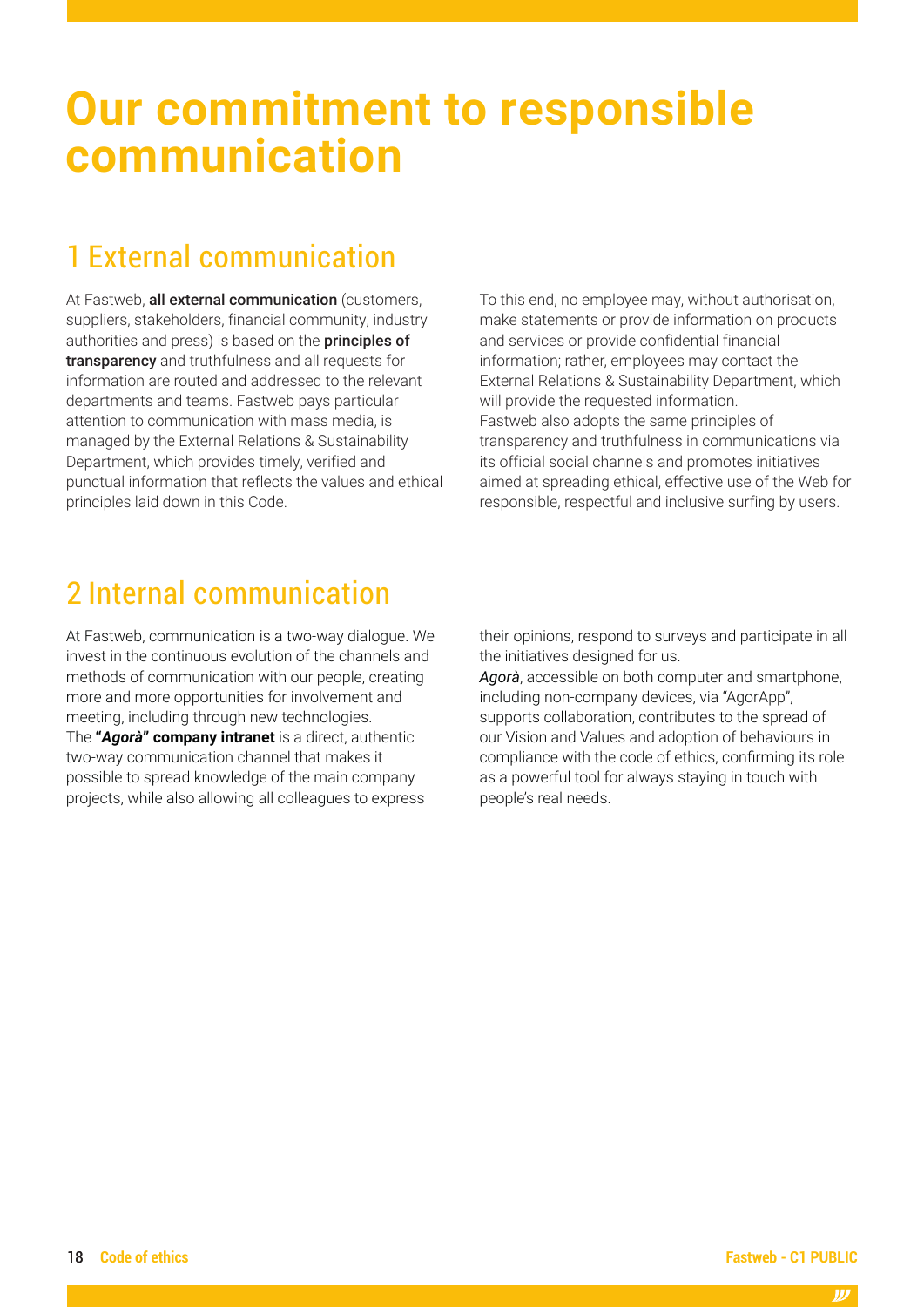# Our commitment to responsible communication

## 1 External communication

At Fastweb, **all external communication** (customers, suppliers, stakeholders, financial community, industry authorities and press) is based on the **principles of transparency** and truthfulness and all requests for information are routed and addressed to the relevant departments and teams. Fastweb pays particular attention to communication with mass media, is managed by the External Relations & Sustainability Department, which provides timely, verified and punctual information that reflects the values and ethical principles laid down in this Code.

To this end, no employee may, without authorisation, make statements or provide information on products and services or provide confidential financial information; rather, employees may contact the External Relations & Sustainability Department, which will provide the requested information.
Fastweb also adopts the same principles of transparency and truthfulness in communications via its official social channels and promotes initiatives aimed at spreading ethical, effective use of the Web for responsible, respectful and inclusive surfing by users.

## 2 Internal communication

At Fastweb, communication is a two-way dialogue. We invest in the continuous evolution of the channels and methods of communication with our people, creating more and more opportunities for involvement and meeting, including through new technologies.
The **"*Agorà*" company intranet** is a direct, authentic two-way communication channel that makes it possible to spread knowledge of the main company projects, while also allowing all colleagues to express their opinions, respond to surveys and participate in all the initiatives designed for us.
*Agorà*, accessible on both computer and smartphone, including non-company devices, via "AgorApp", supports collaboration, contributes to the spread of our Vision and Values and adoption of behaviours in compliance with the code of ethics, confirming its role as a powerful tool for always staying in touch with people's real needs.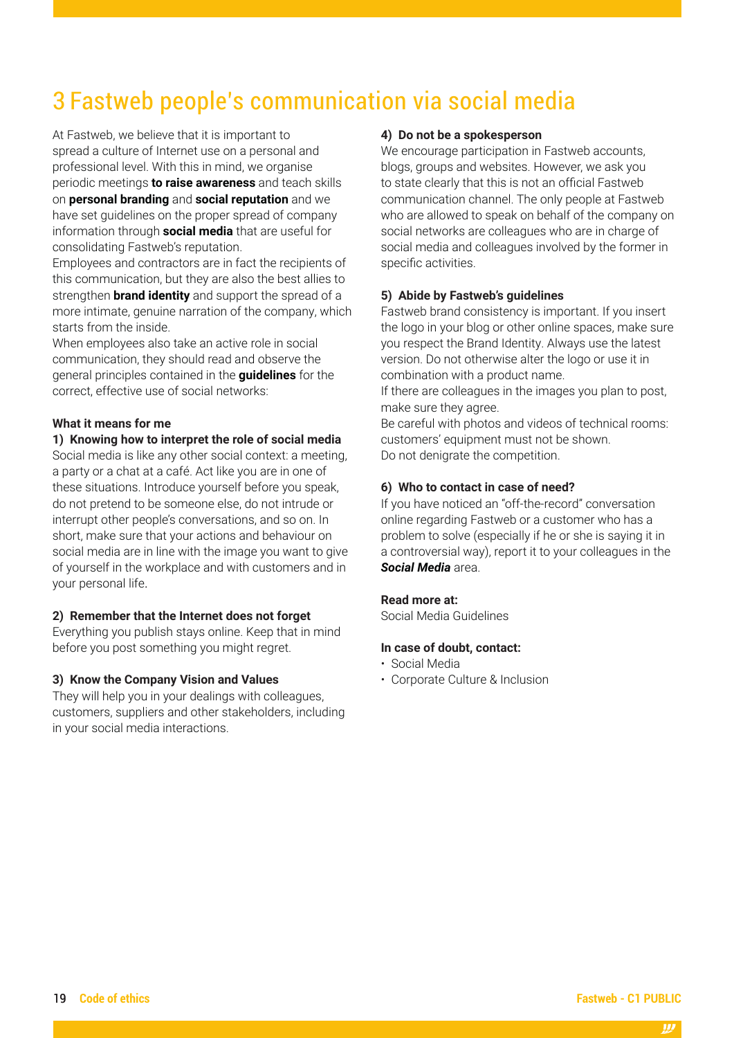# 3 Fastweb people's communication via social media

At Fastweb, we believe that it is important to spread a culture of Internet use on a personal and professional level. With this in mind, we organise periodic meetings **to raise awareness** and teach skills on **personal branding** and **social reputation** and we have set guidelines on the proper spread of company information through **social media** that are useful for consolidating Fastweb's reputation.

Employees and contractors are in fact the recipients of this communication, but they are also the best allies to strengthen **brand identity** and support the spread of a more intimate, genuine narration of the company, which starts from the inside.

When employees also take an active role in social communication, they should read and observe the general principles contained in the **guidelines** for the correct, effective use of social networks:

**What it means for me**

**1) Knowing how to interpret the role of social media**

Social media is like any other social context: a meeting, a party or a chat at a café. Act like you are in one of these situations. Introduce yourself before you speak, do not pretend to be someone else, do not intrude or interrupt other people's conversations, and so on. In short, make sure that your actions and behaviour on social media are in line with the image you want to give of yourself in the workplace and with customers and in your personal life.

**2) Remember that the Internet does not forget**

Everything you publish stays online. Keep that in mind before you post something you might regret.

**3) Know the Company Vision and Values**

They will help you in your dealings with colleagues, customers, suppliers and other stakeholders, including in your social media interactions.

**4) Do not be a spokesperson**

We encourage participation in Fastweb accounts, blogs, groups and websites. However, we ask you to state clearly that this is not an official Fastweb communication channel. The only people at Fastweb who are allowed to speak on behalf of the company on social networks are colleagues who are in charge of social media and colleagues involved by the former in specific activities.

**5) Abide by Fastweb's guidelines**

Fastweb brand consistency is important. If you insert the logo in your blog or other online spaces, make sure you respect the Brand Identity. Always use the latest version. Do not otherwise alter the logo or use it in combination with a product name.

If there are colleagues in the images you plan to post, make sure they agree.

Be careful with photos and videos of technical rooms: customers' equipment must not be shown.

Do not denigrate the competition.

**6) Who to contact in case of need?**

If you have noticed an "off-the-record" conversation online regarding Fastweb or a customer who has a problem to solve (especially if he or she is saying it in a controversial way), report it to your colleagues in the ***Social Media*** area.

**Read more at:**

Social Media Guidelines

**In case of doubt, contact:**

- Social Media
- Corporate Culture & Inclusion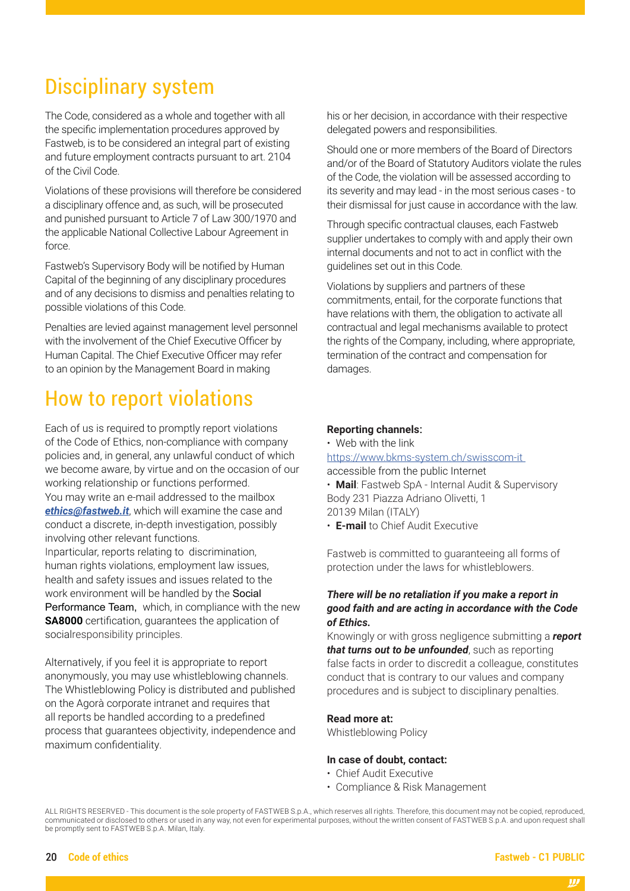# Disciplinary system

The Code, considered as a whole and together with all the specific implementation procedures approved by Fastweb, is to be considered an integral part of existing and future employment contracts pursuant to art. 2104 of the Civil Code.

Violations of these provisions will therefore be considered a disciplinary offence and, as such, will be prosecuted and punished pursuant to Article 7 of Law 300/1970 and the applicable National Collective Labour Agreement in force.

Fastweb's Supervisory Body will be notified by Human Capital of the beginning of any disciplinary procedures and of any decisions to dismiss and penalties relating to possible violations of this Code.

Penalties are levied against management level personnel with the involvement of the Chief Executive Officer by Human Capital. The Chief Executive Officer may refer to an opinion by the Management Board in making his or her decision, in accordance with their respective delegated powers and responsibilities.

Should one or more members of the Board of Directors and/or of the Board of Statutory Auditors violate the rules of the Code, the violation will be assessed according to its severity and may lead - in the most serious cases - to their dismissal for just cause in accordance with the law.

Through specific contractual clauses, each Fastweb supplier undertakes to comply with and apply their own internal documents and not to act in conflict with the guidelines set out in this Code.

Violations by suppliers and partners of these commitments, entail, for the corporate functions that have relations with them, the obligation to activate all contractual and legal mechanisms available to protect the rights of the Company, including, where appropriate, termination of the contract and compensation for damages.

# How to report violations

Each of us is required to promptly report violations of the Code of Ethics, non-compliance with company policies and, in general, any unlawful conduct of which we become aware, by virtue and on the occasion of our working relationship or functions performed.
You may write an e-mail addressed to the mailbox ***ethics@fastweb.it***, which will examine the case and conduct a discrete, in-depth investigation, possibly involving other relevant functions.
Inparticular, reports relating to discrimination, human rights violations, employment law issues, health and safety issues and issues related to the work environment will be handled by the Social Performance Team, which, in compliance with the new **SA8000** certification, guarantees the application of socialresponsibility principles.

Alternatively, if you feel it is appropriate to report anonymously, you may use whistleblowing channels. The Whistleblowing Policy is distributed and published on the Agorà corporate intranet and requires that all reports be handled according to a predefined process that guarantees objectivity, independence and maximum confidentiality.

**Reporting channels:**

- Web with the link https://www.bkms-system.ch/swisscom-it accessible from the public Internet
- **Mail**: Fastweb SpA - Internal Audit & Supervisory Body 231 Piazza Adriano Olivetti, 1 20139 Milan (ITALY)
- **E-mail** to Chief Audit Executive

Fastweb is committed to guaranteeing all forms of protection under the laws for whistleblowers.

***There will be no retaliation if you make a report in good faith and are acting in accordance with the Code of Ethics.***
Knowingly or with gross negligence submitting a ***report that turns out to be unfounded***, such as reporting false facts in order to discredit a colleague, constitutes conduct that is contrary to our values and company procedures and is subject to disciplinary penalties.

**Read more at:**
Whistleblowing Policy

**In case of doubt, contact:**

- Chief Audit Executive
- Compliance & Risk Management

ALL RIGHTS RESERVED - This document is the sole property of FASTWEB S.p.A., which reserves all rights. Therefore, this document may not be copied, reproduced, communicated or disclosed to others or used in any way, not even for experimental purposes, without the written consent of FASTWEB S.p.A. and upon request shall be promptly sent to FASTWEB S.p.A. Milan, Italy.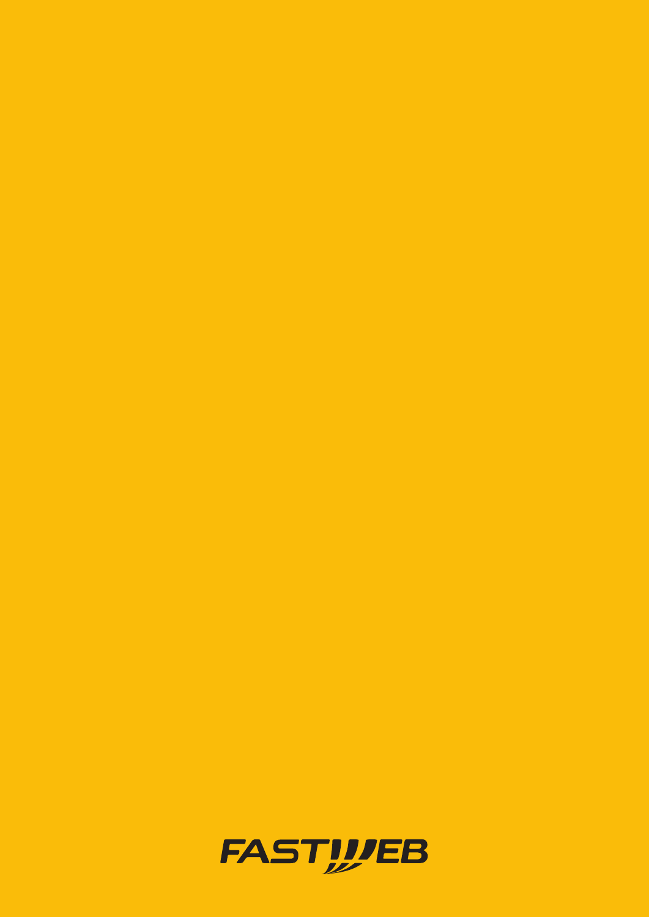FASTWEB